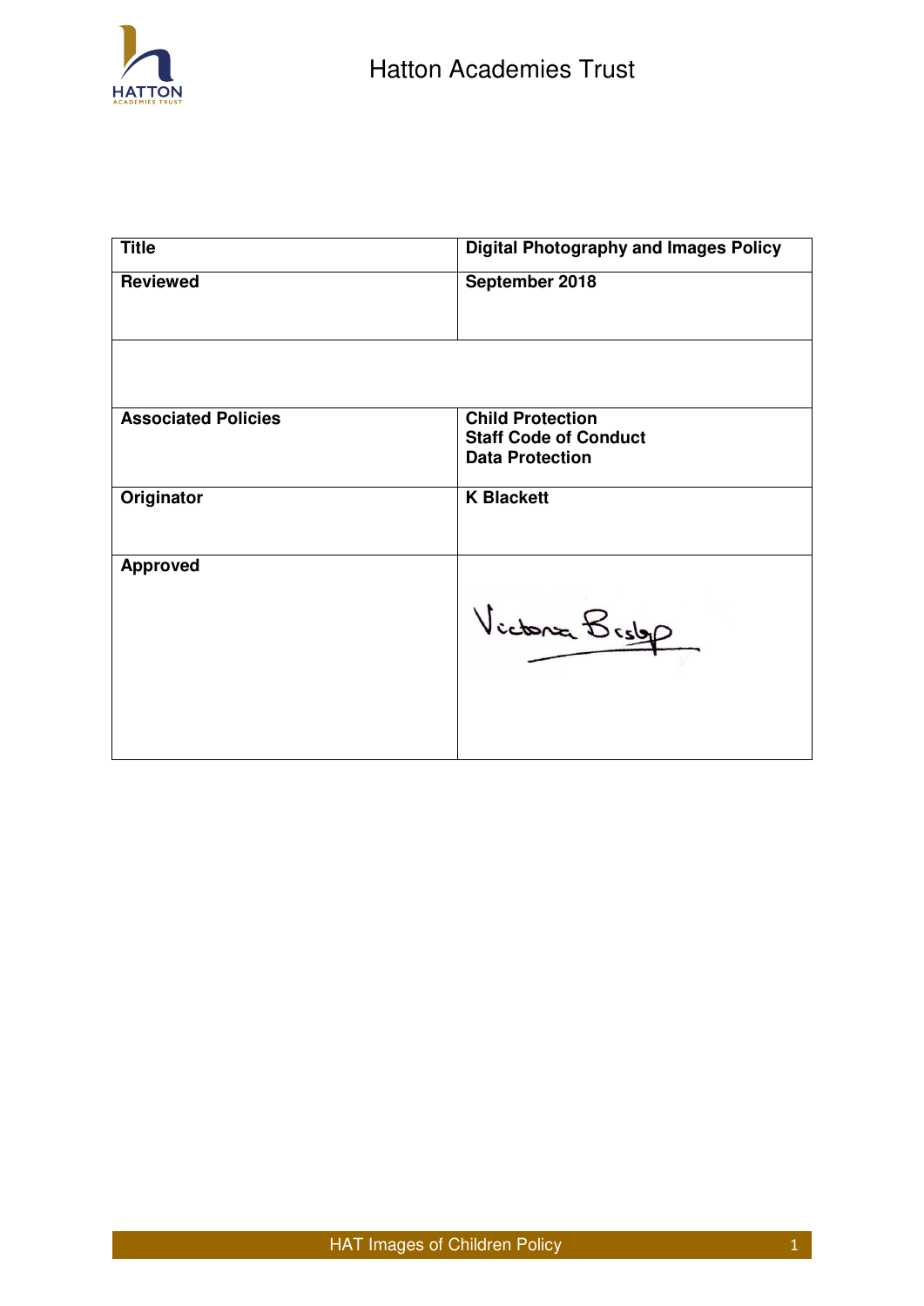# Hatton Academies Trust

| Title | Digital Photography and Images Policy |
|---|---|
| **Reviewed** | **September 2018** |
| | |
| **Associated Policies** | **Child Protection**<br>**Staff Code of Conduct**<br>**Data Protection** |
| **Originator** | **K Blackett** |
| **Approved** | Victoria Bishop |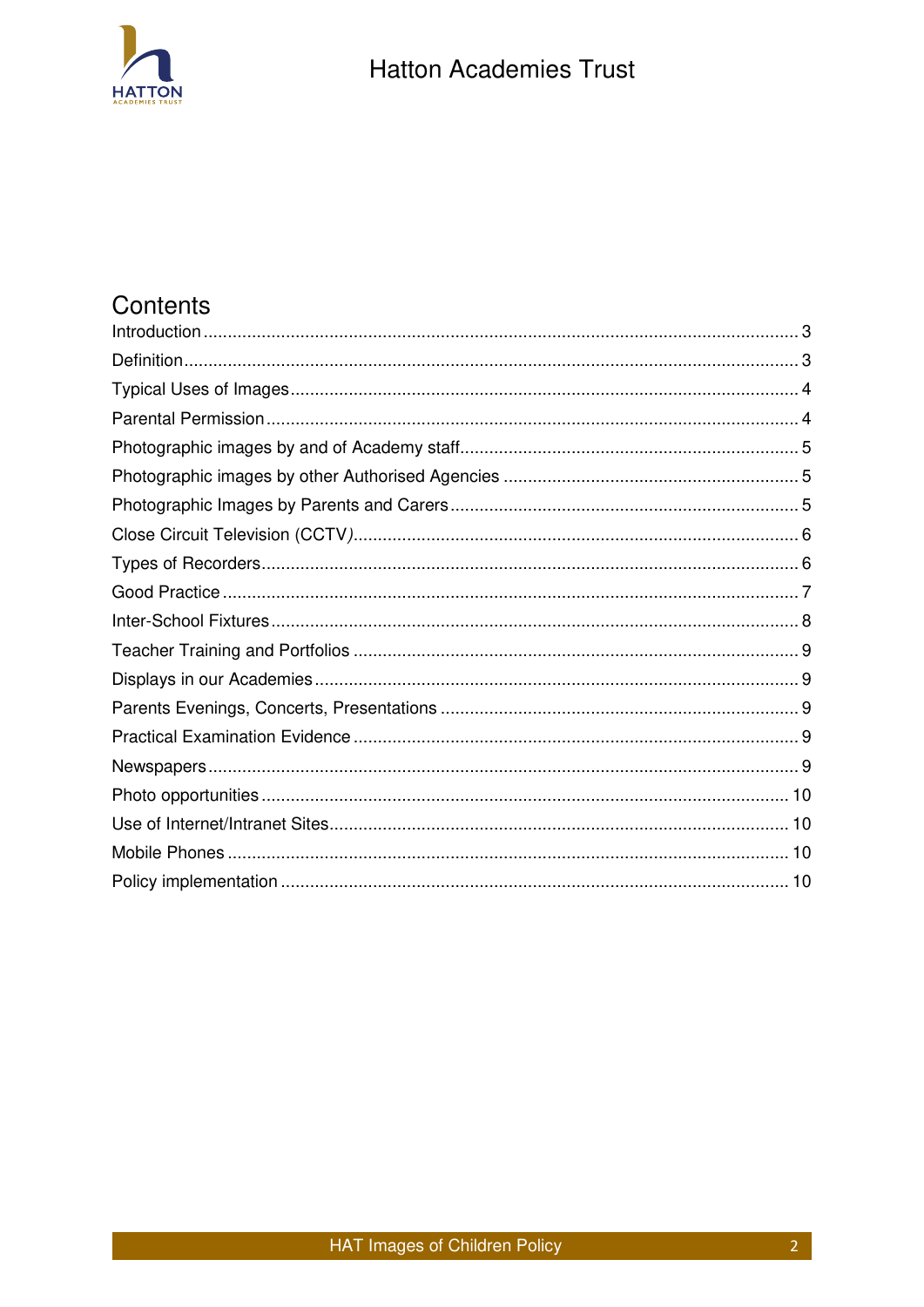## Contents

Introduction .......... 3
Definition .......... 3
Typical Uses of Images .......... 4
Parental Permission .......... 4
Photographic images by and of Academy staff .......... 5
Photographic images by other Authorised Agencies .......... 5
Photographic Images by Parents and Carers .......... 5
Close Circuit Television (CCTV) .......... 6
Types of Recorders .......... 6
Good Practice .......... 7
Inter-School Fixtures .......... 8
Teacher Training and Portfolios .......... 9
Displays in our Academies .......... 9
Parents Evenings, Concerts, Presentations .......... 9
Practical Examination Evidence .......... 9
Newspapers .......... 9
Photo opportunities .......... 10
Use of Internet/Intranet Sites .......... 10
Mobile Phones .......... 10
Policy implementation .......... 10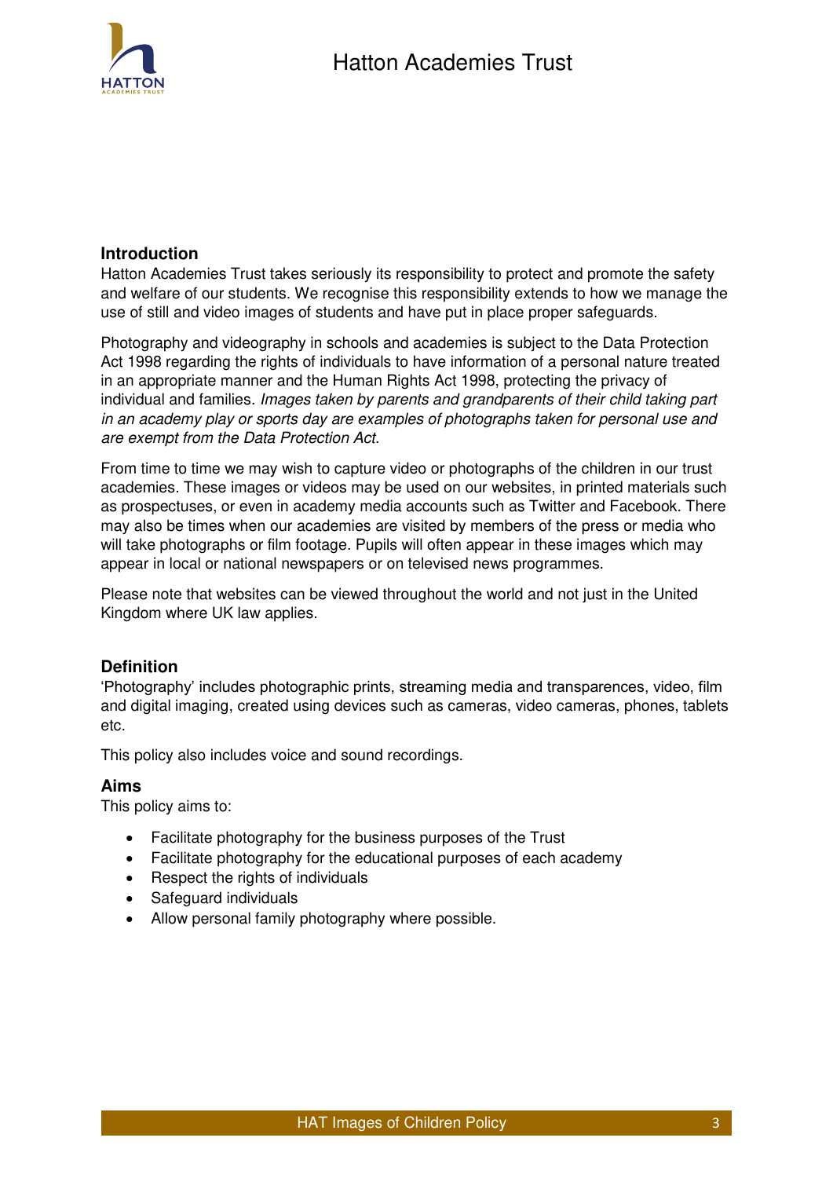## Introduction

Hatton Academies Trust takes seriously its responsibility to protect and promote the safety and welfare of our students. We recognise this responsibility extends to how we manage the use of still and video images of students and have put in place proper safeguards.

Photography and videography in schools and academies is subject to the Data Protection Act 1998 regarding the rights of individuals to have information of a personal nature treated in an appropriate manner and the Human Rights Act 1998, protecting the privacy of individual and families. *Images taken by parents and grandparents of their child taking part in an academy play or sports day are examples of photographs taken for personal use and are exempt from the Data Protection Act.*

From time to time we may wish to capture video or photographs of the children in our trust academies. These images or videos may be used on our websites, in printed materials such as prospectuses, or even in academy media accounts such as Twitter and Facebook. There may also be times when our academies are visited by members of the press or media who will take photographs or film footage. Pupils will often appear in these images which may appear in local or national newspapers or on televised news programmes.

Please note that websites can be viewed throughout the world and not just in the United Kingdom where UK law applies.

## Definition

'Photography' includes photographic prints, streaming media and transparences, video, film and digital imaging, created using devices such as cameras, video cameras, phones, tablets etc.

This policy also includes voice and sound recordings.

## Aims

This policy aims to:

- Facilitate photography for the business purposes of the Trust
- Facilitate photography for the educational purposes of each academy
- Respect the rights of individuals
- Safeguard individuals
- Allow personal family photography where possible.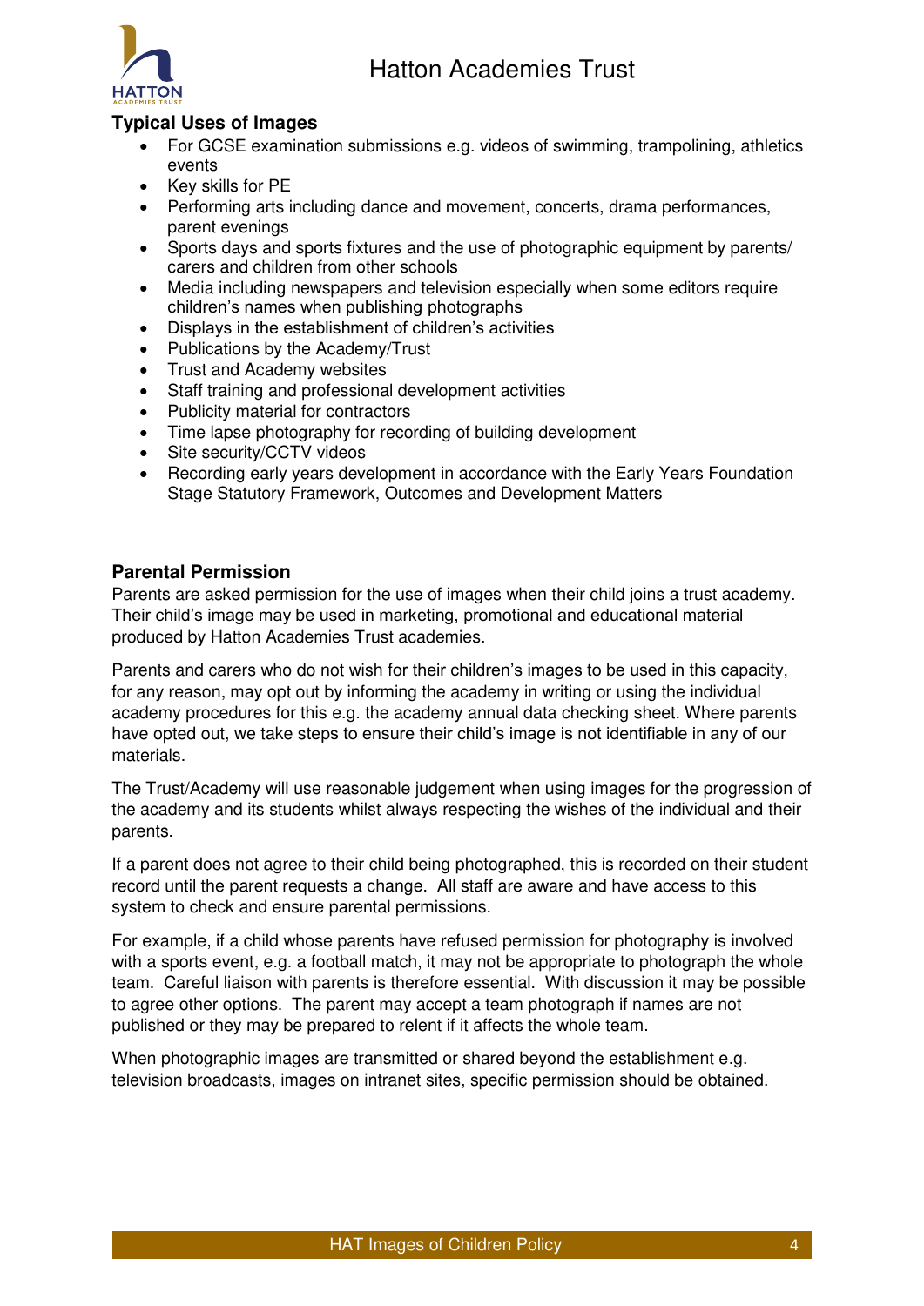### Typical Uses of Images

- For GCSE examination submissions e.g. videos of swimming, trampolining, athletics events
- Key skills for PE
- Performing arts including dance and movement, concerts, drama performances, parent evenings
- Sports days and sports fixtures and the use of photographic equipment by parents/ carers and children from other schools
- Media including newspapers and television especially when some editors require children's names when publishing photographs
- Displays in the establishment of children's activities
- Publications by the Academy/Trust
- Trust and Academy websites
- Staff training and professional development activities
- Publicity material for contractors
- Time lapse photography for recording of building development
- Site security/CCTV videos
- Recording early years development in accordance with the Early Years Foundation Stage Statutory Framework, Outcomes and Development Matters

### Parental Permission

Parents are asked permission for the use of images when their child joins a trust academy. Their child's image may be used in marketing, promotional and educational material produced by Hatton Academies Trust academies.

Parents and carers who do not wish for their children's images to be used in this capacity, for any reason, may opt out by informing the academy in writing or using the individual academy procedures for this e.g. the academy annual data checking sheet. Where parents have opted out, we take steps to ensure their child's image is not identifiable in any of our materials.

The Trust/Academy will use reasonable judgement when using images for the progression of the academy and its students whilst always respecting the wishes of the individual and their parents.

If a parent does not agree to their child being photographed, this is recorded on their student record until the parent requests a change. All staff are aware and have access to this system to check and ensure parental permissions.

For example, if a child whose parents have refused permission for photography is involved with a sports event, e.g. a football match, it may not be appropriate to photograph the whole team. Careful liaison with parents is therefore essential. With discussion it may be possible to agree other options. The parent may accept a team photograph if names are not published or they may be prepared to relent if it affects the whole team.

When photographic images are transmitted or shared beyond the establishment e.g. television broadcasts, images on intranet sites, specific permission should be obtained.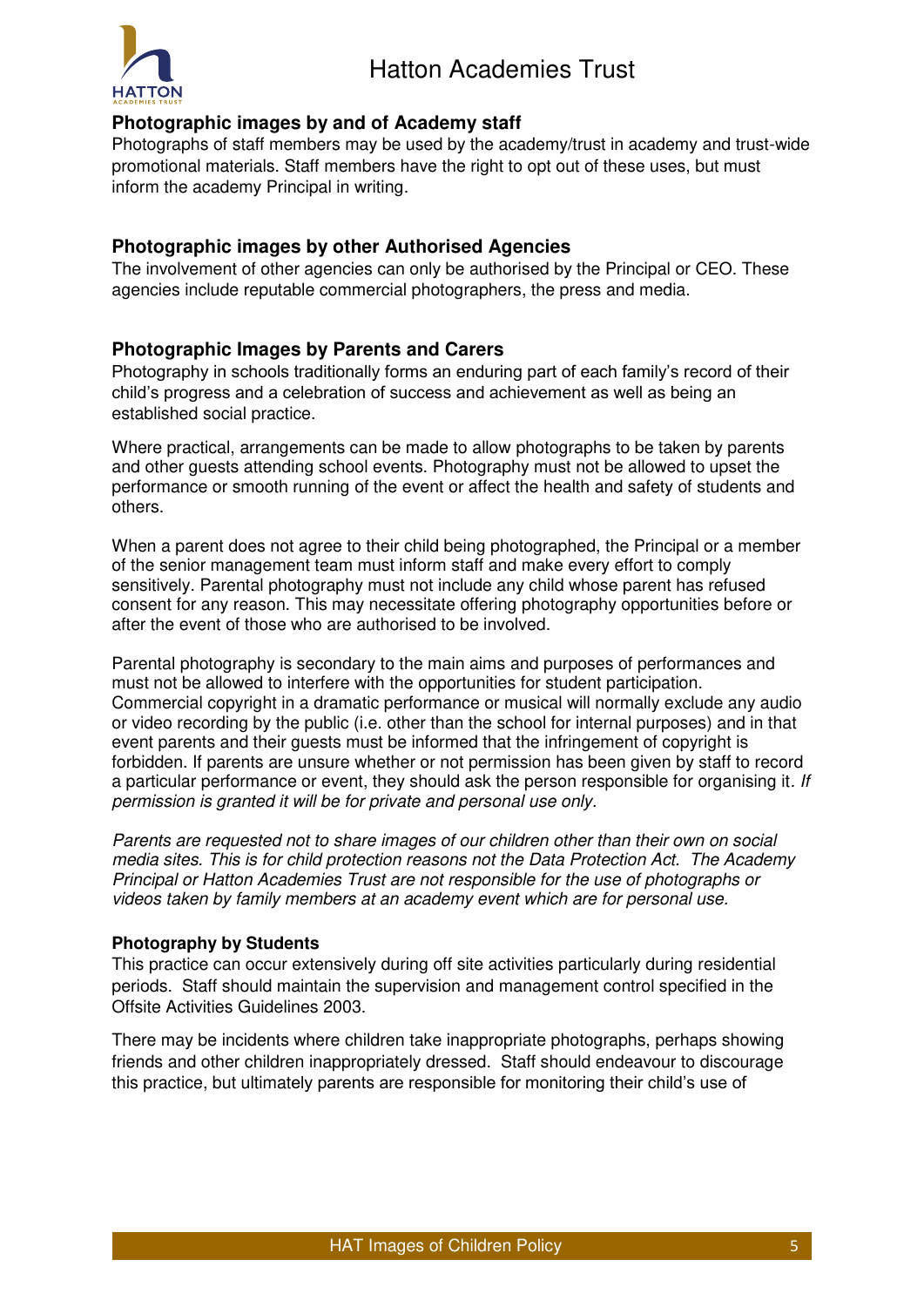### Photographic images by and of Academy staff

Photographs of staff members may be used by the academy/trust in academy and trust-wide promotional materials. Staff members have the right to opt out of these uses, but must inform the academy Principal in writing.

### Photographic images by other Authorised Agencies

The involvement of other agencies can only be authorised by the Principal or CEO. These agencies include reputable commercial photographers, the press and media.

### Photographic Images by Parents and Carers

Photography in schools traditionally forms an enduring part of each family's record of their child's progress and a celebration of success and achievement as well as being an established social practice.

Where practical, arrangements can be made to allow photographs to be taken by parents and other guests attending school events. Photography must not be allowed to upset the performance or smooth running of the event or affect the health and safety of students and others.

When a parent does not agree to their child being photographed, the Principal or a member of the senior management team must inform staff and make every effort to comply sensitively. Parental photography must not include any child whose parent has refused consent for any reason. This may necessitate offering photography opportunities before or after the event of those who are authorised to be involved.

Parental photography is secondary to the main aims and purposes of performances and must not be allowed to interfere with the opportunities for student participation. Commercial copyright in a dramatic performance or musical will normally exclude any audio or video recording by the public (i.e. other than the school for internal purposes) and in that event parents and their guests must be informed that the infringement of copyright is forbidden. If parents are unsure whether or not permission has been given by staff to record a particular performance or event, they should ask the person responsible for organising it. *If permission is granted it will be for private and personal use only.*

*Parents are requested not to share images of our children other than their own on social media sites. This is for child protection reasons not the Data Protection Act. The Academy Principal or Hatton Academies Trust are not responsible for the use of photographs or videos taken by family members at an academy event which are for personal use.*

#### Photography by Students

This practice can occur extensively during off site activities particularly during residential periods. Staff should maintain the supervision and management control specified in the Offsite Activities Guidelines 2003.

There may be incidents where children take inappropriate photographs, perhaps showing friends and other children inappropriately dressed. Staff should endeavour to discourage this practice, but ultimately parents are responsible for monitoring their child's use of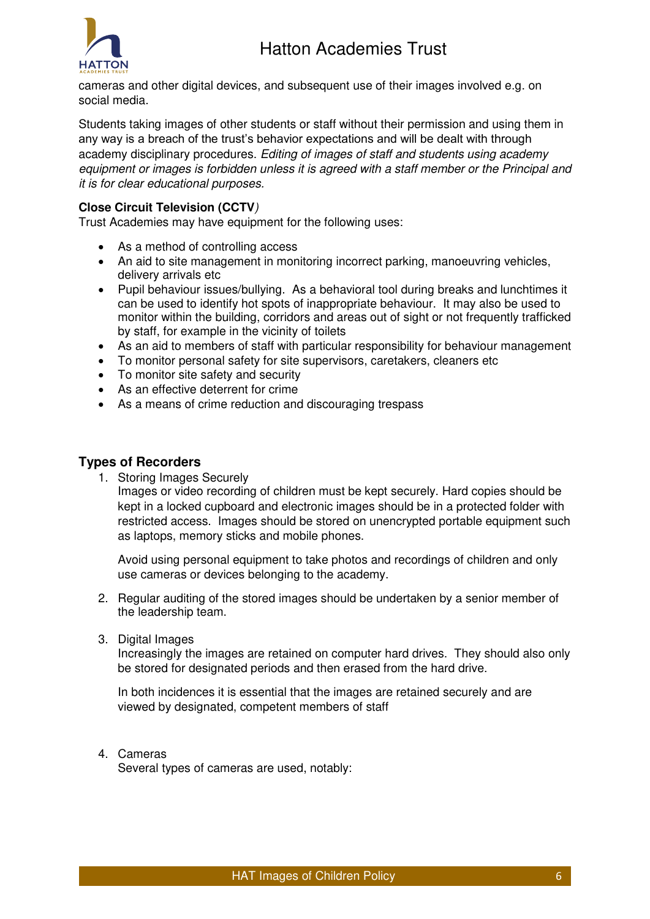cameras and other digital devices, and subsequent use of their images involved e.g. on social media.

Students taking images of other students or staff without their permission and using them in any way is a breach of the trust's behavior expectations and will be dealt with through academy disciplinary procedures. *Editing of images of staff and students using academy equipment or images is forbidden unless it is agreed with a staff member or the Principal and it is for clear educational purposes.*

**Close Circuit Television (CCTV**)
Trust Academies may have equipment for the following uses:

- As a method of controlling access
- An aid to site management in monitoring incorrect parking, manoeuvring vehicles, delivery arrivals etc
- Pupil behaviour issues/bullying. As a behavioral tool during breaks and lunchtimes it can be used to identify hot spots of inappropriate behaviour. It may also be used to monitor within the building, corridors and areas out of sight or not frequently trafficked by staff, for example in the vicinity of toilets
- As an aid to members of staff with particular responsibility for behaviour management
- To monitor personal safety for site supervisors, caretakers, cleaners etc
- To monitor site safety and security
- As an effective deterrent for crime
- As a means of crime reduction and discouraging trespass

### Types of Recorders

1. Storing Images Securely
   Images or video recording of children must be kept securely. Hard copies should be kept in a locked cupboard and electronic images should be in a protected folder with restricted access. Images should be stored on unencrypted portable equipment such as laptops, memory sticks and mobile phones.

   Avoid using personal equipment to take photos and recordings of children and only use cameras or devices belonging to the academy.

2. Regular auditing of the stored images should be undertaken by a senior member of the leadership team.

3. Digital Images
   Increasingly the images are retained on computer hard drives. They should also only be stored for designated periods and then erased from the hard drive.

   In both incidences it is essential that the images are retained securely and are viewed by designated, competent members of staff

4. Cameras
   Several types of cameras are used, notably: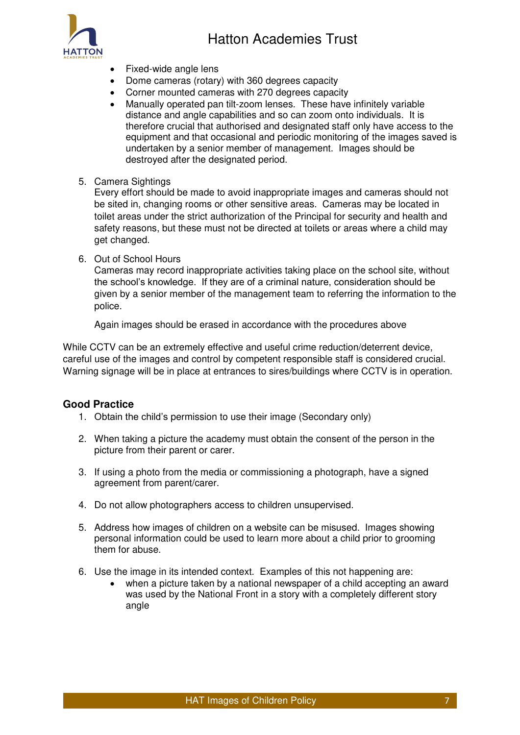- Fixed-wide angle lens
- Dome cameras (rotary) with 360 degrees capacity
- Corner mounted cameras with 270 degrees capacity
- Manually operated pan tilt-zoom lenses. These have infinitely variable distance and angle capabilities and so can zoom onto individuals. It is therefore crucial that authorised and designated staff only have access to the equipment and that occasional and periodic monitoring of the images saved is undertaken by a senior member of management. Images should be destroyed after the designated period.

5. Camera Sightings
   Every effort should be made to avoid inappropriate images and cameras should not be sited in, changing rooms or other sensitive areas. Cameras may be located in toilet areas under the strict authorization of the Principal for security and health and safety reasons, but these must not be directed at toilets or areas where a child may get changed.

6. Out of School Hours
   Cameras may record inappropriate activities taking place on the school site, without the school's knowledge. If they are of a criminal nature, consideration should be given by a senior member of the management team to referring the information to the police.

   Again images should be erased in accordance with the procedures above

While CCTV can be an extremely effective and useful crime reduction/deterrent device, careful use of the images and control by competent responsible staff is considered crucial. Warning signage will be in place at entrances to sires/buildings where CCTV is in operation.

## Good Practice

1. Obtain the child's permission to use their image (Secondary only)

2. When taking a picture the academy must obtain the consent of the person in the picture from their parent or carer.

3. If using a photo from the media or commissioning a photograph, have a signed agreement from parent/carer.

4. Do not allow photographers access to children unsupervised.

5. Address how images of children on a website can be misused. Images showing personal information could be used to learn more about a child prior to grooming them for abuse.

6. Use the image in its intended context. Examples of this not happening are:
   - when a picture taken by a national newspaper of a child accepting an award was used by the National Front in a story with a completely different story angle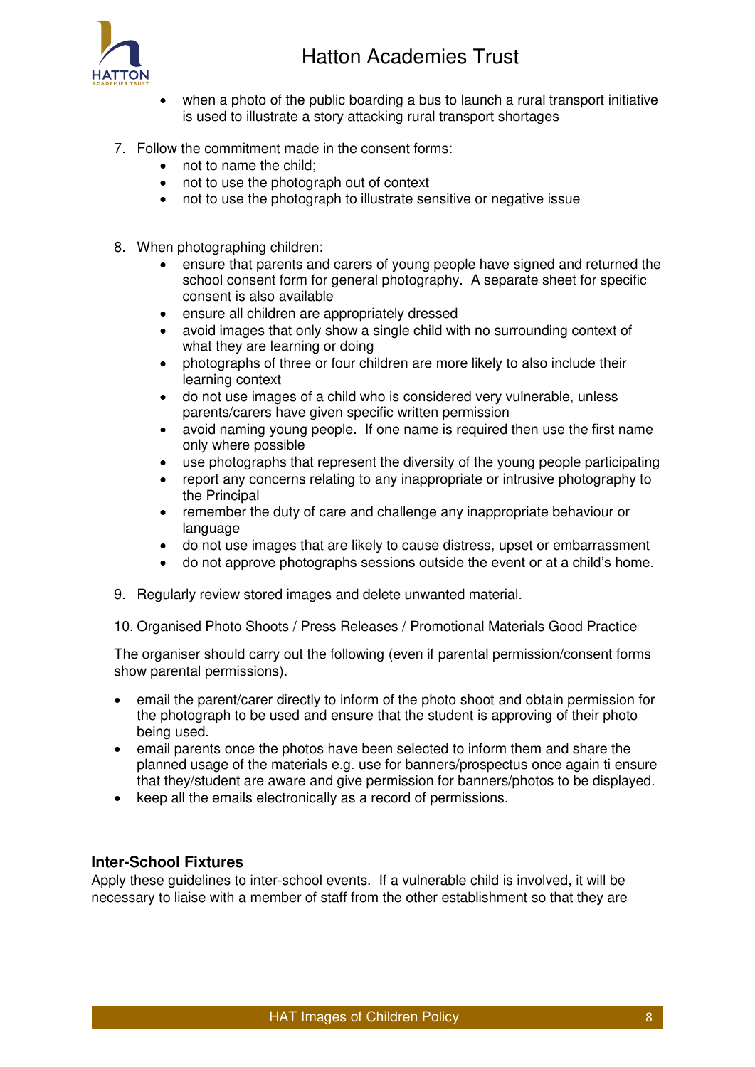- when a photo of the public boarding a bus to launch a rural transport initiative is used to illustrate a story attacking rural transport shortages

7. Follow the commitment made in the consent forms:
   - not to name the child;
   - not to use the photograph out of context
   - not to use the photograph to illustrate sensitive or negative issue

8. When photographing children:
   - ensure that parents and carers of young people have signed and returned the school consent form for general photography. A separate sheet for specific consent is also available
   - ensure all children are appropriately dressed
   - avoid images that only show a single child with no surrounding context of what they are learning or doing
   - photographs of three or four children are more likely to also include their learning context
   - do not use images of a child who is considered very vulnerable, unless parents/carers have given specific written permission
   - avoid naming young people. If one name is required then use the first name only where possible
   - use photographs that represent the diversity of the young people participating
   - report any concerns relating to any inappropriate or intrusive photography to the Principal
   - remember the duty of care and challenge any inappropriate behaviour or language
   - do not use images that are likely to cause distress, upset or embarrassment
   - do not approve photographs sessions outside the event or at a child's home.

9. Regularly review stored images and delete unwanted material.

10. Organised Photo Shoots / Press Releases / Promotional Materials Good Practice

The organiser should carry out the following (even if parental permission/consent forms show parental permissions).

- email the parent/carer directly to inform of the photo shoot and obtain permission for the photograph to be used and ensure that the student is approving of their photo being used.
- email parents once the photos have been selected to inform them and share the planned usage of the materials e.g. use for banners/prospectus once again ti ensure that they/student are aware and give permission for banners/photos to be displayed.
- keep all the emails electronically as a record of permissions.

**Inter-School Fixtures**

Apply these guidelines to inter-school events. If a vulnerable child is involved, it will be necessary to liaise with a member of staff from the other establishment so that they are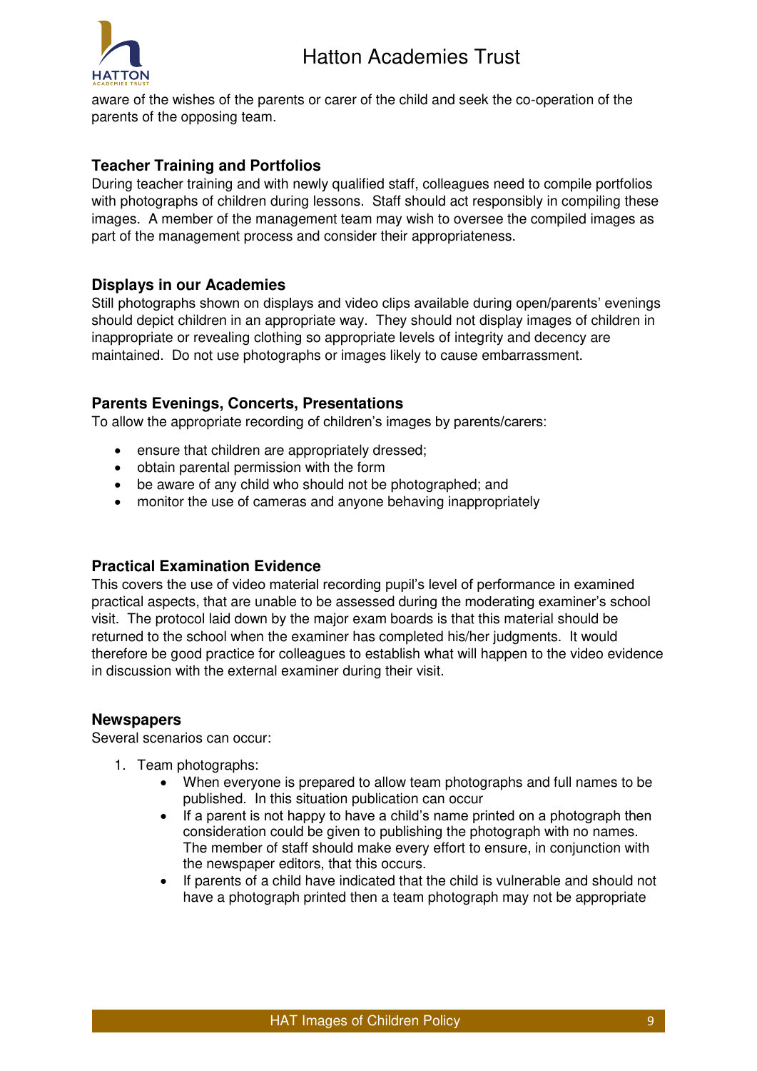aware of the wishes of the parents or carer of the child and seek the co-operation of the parents of the opposing team.

### Teacher Training and Portfolios

During teacher training and with newly qualified staff, colleagues need to compile portfolios with photographs of children during lessons. Staff should act responsibly in compiling these images. A member of the management team may wish to oversee the compiled images as part of the management process and consider their appropriateness.

### Displays in our Academies

Still photographs shown on displays and video clips available during open/parents' evenings should depict children in an appropriate way. They should not display images of children in inappropriate or revealing clothing so appropriate levels of integrity and decency are maintained. Do not use photographs or images likely to cause embarrassment.

### Parents Evenings, Concerts, Presentations

To allow the appropriate recording of children's images by parents/carers:

- ensure that children are appropriately dressed;
- obtain parental permission with the form
- be aware of any child who should not be photographed; and
- monitor the use of cameras and anyone behaving inappropriately

### Practical Examination Evidence

This covers the use of video material recording pupil's level of performance in examined practical aspects, that are unable to be assessed during the moderating examiner's school visit. The protocol laid down by the major exam boards is that this material should be returned to the school when the examiner has completed his/her judgments. It would therefore be good practice for colleagues to establish what will happen to the video evidence in discussion with the external examiner during their visit.

### Newspapers

Several scenarios can occur:

1. Team photographs:
    - When everyone is prepared to allow team photographs and full names to be published. In this situation publication can occur
    - If a parent is not happy to have a child's name printed on a photograph then consideration could be given to publishing the photograph with no names. The member of staff should make every effort to ensure, in conjunction with the newspaper editors, that this occurs.
    - If parents of a child have indicated that the child is vulnerable and should not have a photograph printed then a team photograph may not be appropriate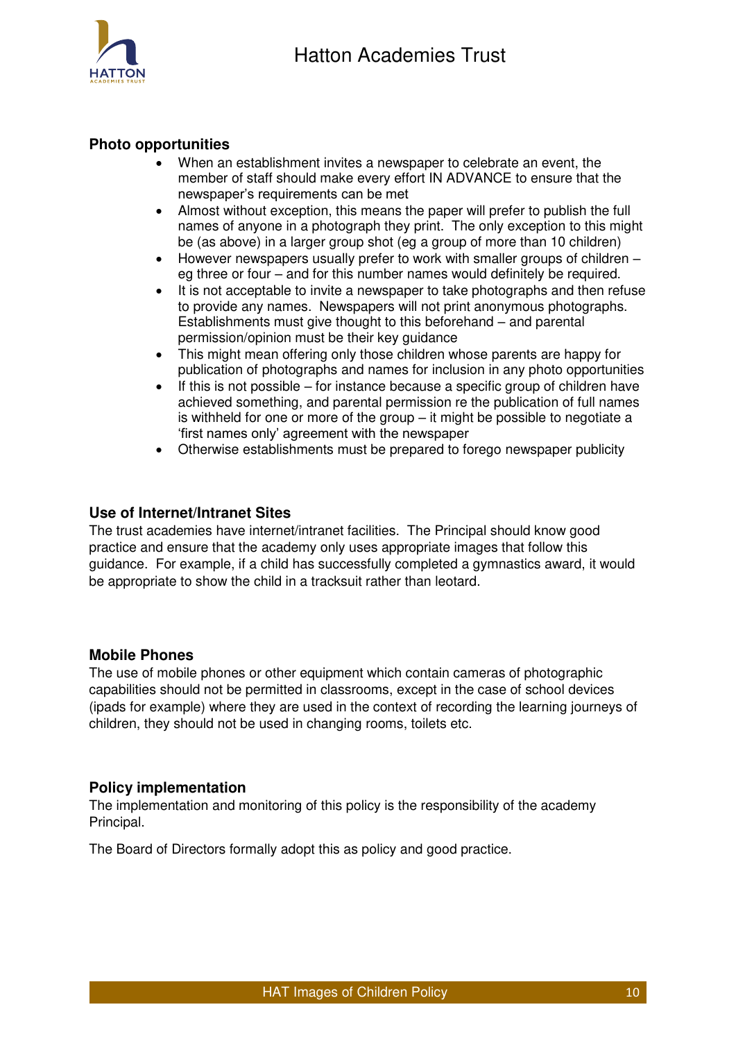## Photo opportunities

- When an establishment invites a newspaper to celebrate an event, the member of staff should make every effort IN ADVANCE to ensure that the newspaper's requirements can be met
- Almost without exception, this means the paper will prefer to publish the full names of anyone in a photograph they print. The only exception to this might be (as above) in a larger group shot (eg a group of more than 10 children)
- However newspapers usually prefer to work with smaller groups of children – eg three or four – and for this number names would definitely be required.
- It is not acceptable to invite a newspaper to take photographs and then refuse to provide any names. Newspapers will not print anonymous photographs. Establishments must give thought to this beforehand – and parental permission/opinion must be their key guidance
- This might mean offering only those children whose parents are happy for publication of photographs and names for inclusion in any photo opportunities
- If this is not possible – for instance because a specific group of children have achieved something, and parental permission re the publication of full names is withheld for one or more of the group – it might be possible to negotiate a 'first names only' agreement with the newspaper
- Otherwise establishments must be prepared to forego newspaper publicity

## Use of Internet/Intranet Sites

The trust academies have internet/intranet facilities. The Principal should know good practice and ensure that the academy only uses appropriate images that follow this guidance. For example, if a child has successfully completed a gymnastics award, it would be appropriate to show the child in a tracksuit rather than leotard.

## Mobile Phones

The use of mobile phones or other equipment which contain cameras of photographic capabilities should not be permitted in classrooms, except in the case of school devices (ipads for example) where they are used in the context of recording the learning journeys of children, they should not be used in changing rooms, toilets etc.

## Policy implementation

The implementation and monitoring of this policy is the responsibility of the academy Principal.

The Board of Directors formally adopt this as policy and good practice.